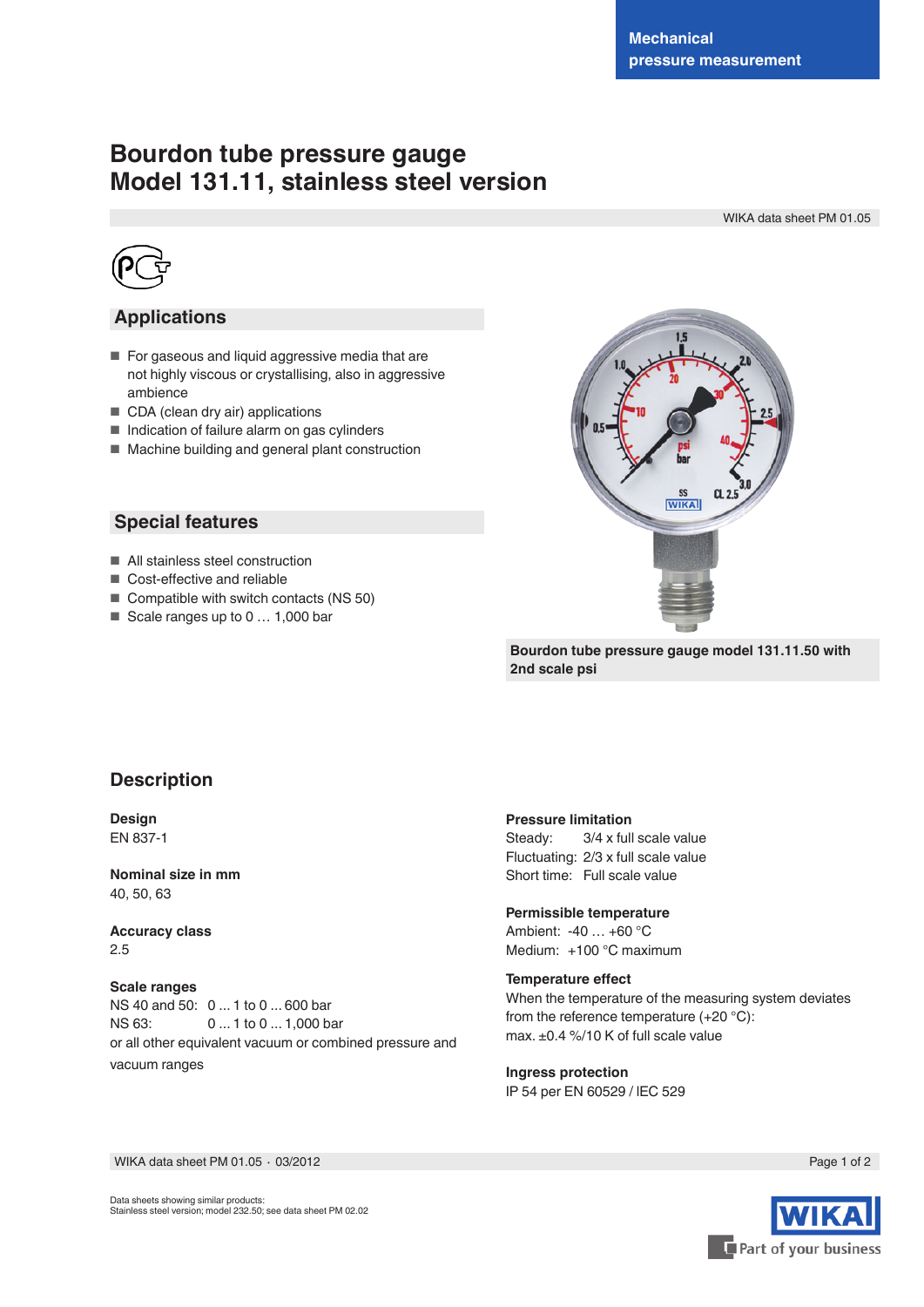Mechanical pressure measurement

# Bourdon tube pressure gauge
# Model 131.11, stainless steel version

WIKA data sheet PM 01.05

## Applications

- For gaseous and liquid aggressive media that are not highly viscous or crystallising, also in aggressive ambience
- CDA (clean dry air) applications
- Indication of failure alarm on gas cylinders
- Machine building and general plant construction

## Special features

- All stainless steel construction
- Cost-effective and reliable
- Compatible with switch contacts (NS 50)
- Scale ranges up to 0 … 1,000 bar

**Bourdon tube pressure gauge model 131.11.50 with 2nd scale psi**

## Description

**Design**
EN 837-1

**Nominal size in mm**
40, 50, 63

**Accuracy class**
2.5

**Scale ranges**
NS 40 and 50: 0 ... 1 to 0 ... 600 bar
NS 63: 0 ... 1 to 0 ... 1,000 bar
or all other equivalent vacuum or combined pressure and vacuum ranges

**Pressure limitation**
Steady: 3/4 x full scale value
Fluctuating: 2/3 x full scale value
Short time: Full scale value

**Permissible temperature**
Ambient: -40 … +60 °C
Medium: +100 °C maximum

**Temperature effect**
When the temperature of the measuring system deviates from the reference temperature (+20 °C):
max. ±0.4 %/10 K of full scale value

**Ingress protection**
IP 54 per EN 60529 / IEC 529

Data sheets showing similar products:
Stainless steel version; model 232.50; see data sheet PM 02.02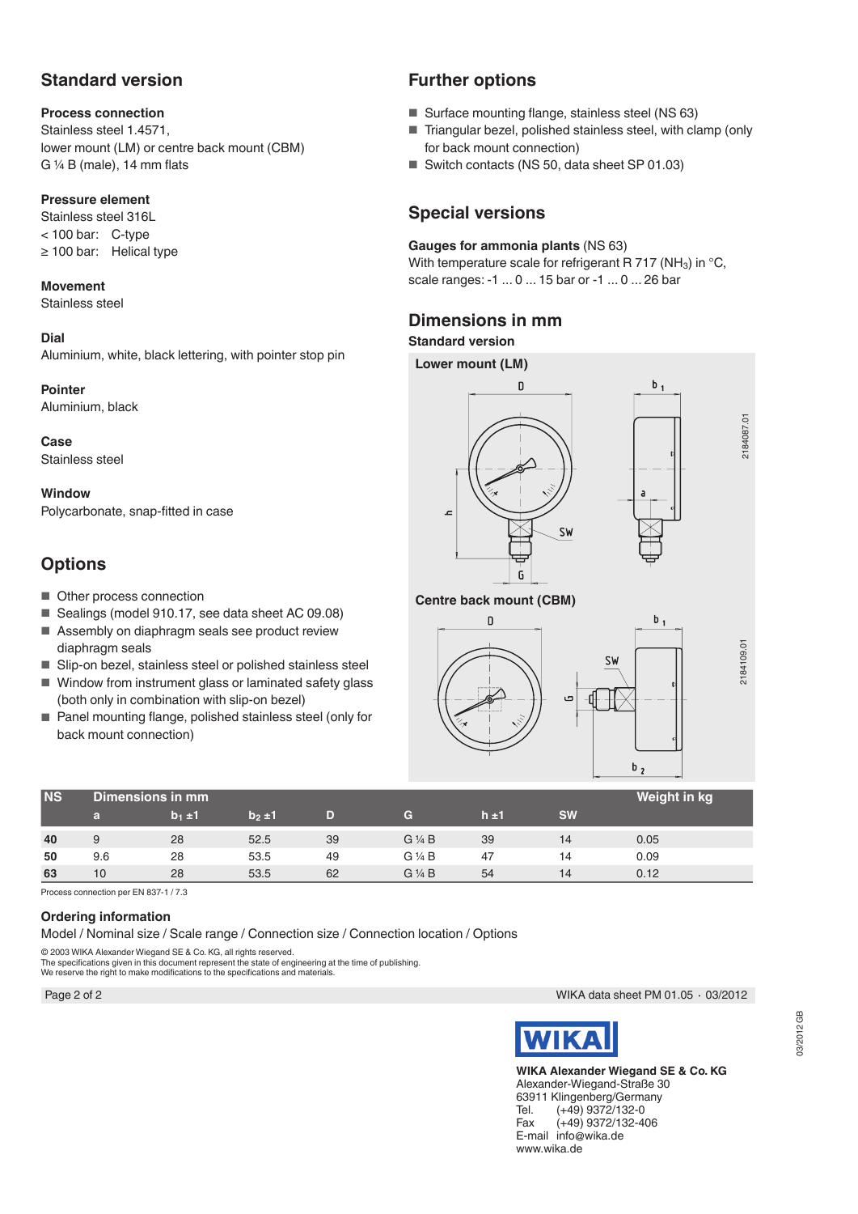## Standard version

**Process connection**
Stainless steel 1.4571,
lower mount (LM) or centre back mount (CBM)
G ¼ B (male), 14 mm flats

**Pressure element**
Stainless steel 316L
< 100 bar: C-type
≥ 100 bar: Helical type

**Movement**
Stainless steel

**Dial**
Aluminium, white, black lettering, with pointer stop pin

**Pointer**
Aluminium, black

**Case**
Stainless steel

**Window**
Polycarbonate, snap-fitted in case

## Options

- Other process connection
- Sealings (model 910.17, see data sheet AC 09.08)
- Assembly on diaphragm seals see product review diaphragm seals
- Slip-on bezel, stainless steel or polished stainless steel
- Window from instrument glass or laminated safety glass (both only in combination with slip-on bezel)
- Panel mounting flange, polished stainless steel (only for back mount connection)

## Further options

- Surface mounting flange, stainless steel (NS 63)
- Triangular bezel, polished stainless steel, with clamp (only for back mount connection)
- Switch contacts (NS 50, data sheet SP 01.03)

## Special versions

**Gauges for ammonia plants** (NS 63)
With temperature scale for refrigerant R 717 ($NH_3$) in °C, scale ranges: -1 ... 0 ... 15 bar or -1 ... 0 ... 26 bar

## Dimensions in mm

**Standard version**

**Lower mount (LM)**

D
b 1
h
a
SW
G
2184087.01

**Centre back mount (CBM)**

D
b 1
SW
G
b 2
2184109.01

| NS | Dimensions in mm | | | | | | | Weight in kg |
|---|---|---|---|---|---|---|---|---|
| | a | $b_1$ ±1 | $b_2$ ±1 | D | G | h ±1 | SW | |
| **40** | 9 | 28 | 52.5 | 39 | G ¼ B | 39 | 14 | 0.05 |
| **50** | 9.6 | 28 | 53.5 | 49 | G ¼ B | 47 | 14 | 0.09 |
| **63** | 10 | 28 | 53.5 | 62 | G ¼ B | 54 | 14 | 0.12 |

Process connection per EN 837-1 / 7.3

**Ordering information**
Model / Nominal size / Scale range / Connection size / Connection location / Options

© 2003 WIKA Alexander Wiegand SE & Co. KG, all rights reserved.
The specifications given in this document represent the state of engineering at the time of publishing.
We reserve the right to make modifications to the specifications and materials.

WIKA data sheet PM 01.05 · 03/2012

WIKA

**WIKA Alexander Wiegand SE & Co. KG**
Alexander-Wiegand-Straße 30
63911 Klingenberg/Germany
Tel. (+49) 9372/132-0
Fax (+49) 9372/132-406
E-mail info@wika.de
www.wika.de

03/2012 GB